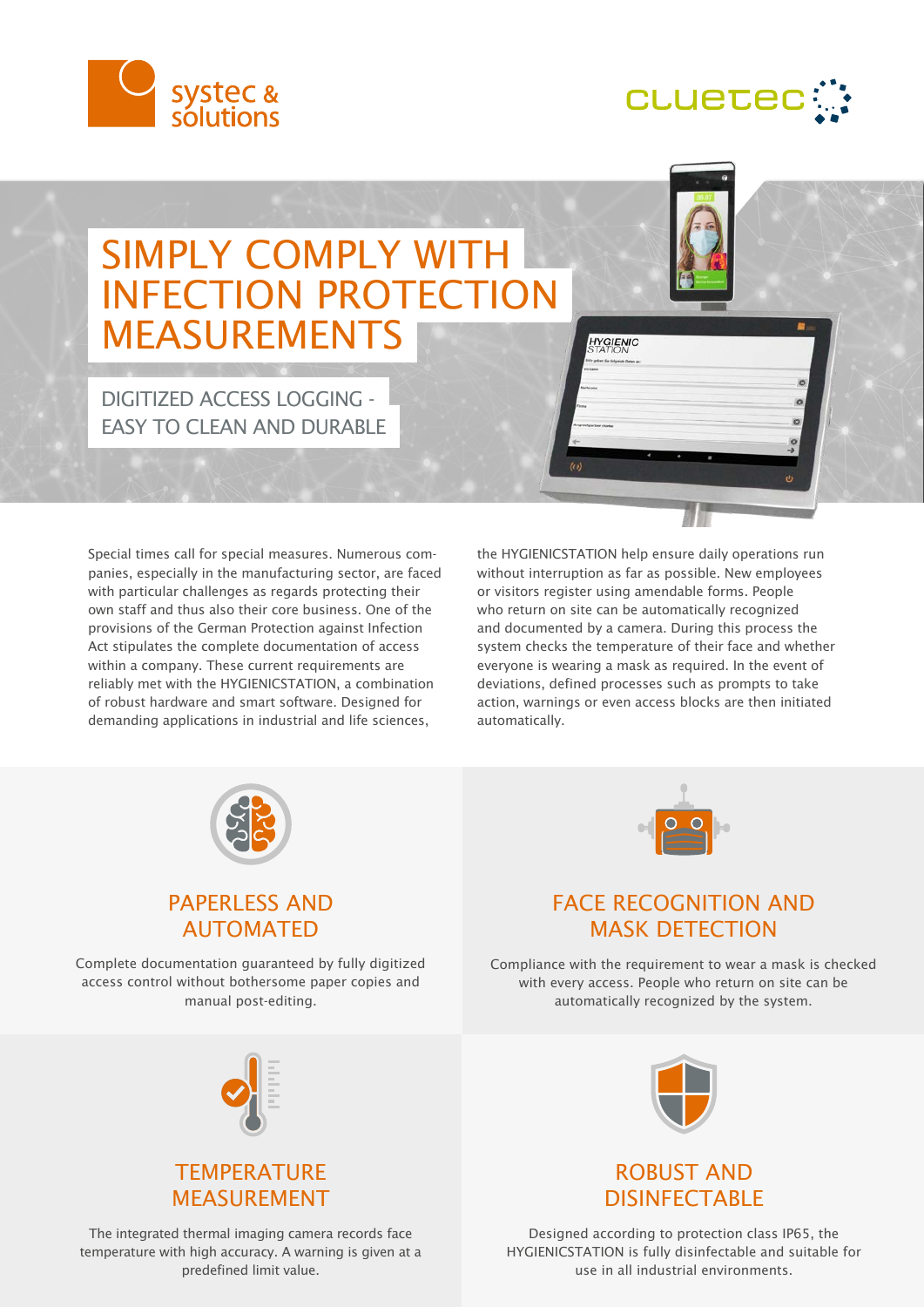systec & solutions

CLUETEC

# SIMPLY COMPLY WITH INFECTION PROTECTION MEASUREMENTS

## DIGITIZED ACCESS LOGGING - EASY TO CLEAN AND DURABLE

Special times call for special measures. Numerous companies, especially in the manufacturing sector, are faced with particular challenges as regards protecting their own staff and thus also their core business. One of the provisions of the German Protection against Infection Act stipulates the complete documentation of access within a company. These current requirements are reliably met with the HYGIENICSTATION, a combination of robust hardware and smart software. Designed for demanding applications in industrial and life sciences, the HYGIENICSTATION help ensure daily operations run without interruption as far as possible. New employees or visitors register using amendable forms. People who return on site can be automatically recognized and documented by a camera. During this process the system checks the temperature of their face and whether everyone is wearing a mask as required. In the event of deviations, defined processes such as prompts to take action, warnings or even access blocks are then initiated automatically.

### PAPERLESS AND AUTOMATED

Complete documentation guaranteed by fully digitized access control without bothersome paper copies and manual post-editing.

### FACE RECOGNITION AND MASK DETECTION

Compliance with the requirement to wear a mask is checked with every access. People who return on site can be automatically recognized by the system.

### TEMPERATURE MEASUREMENT

The integrated thermal imaging camera records face temperature with high accuracy. A warning is given at a predefined limit value.

### ROBUST AND DISINFECTABLE

Designed according to protection class IP65, the HYGIENICSTATION is fully disinfectable and suitable for use in all industrial environments.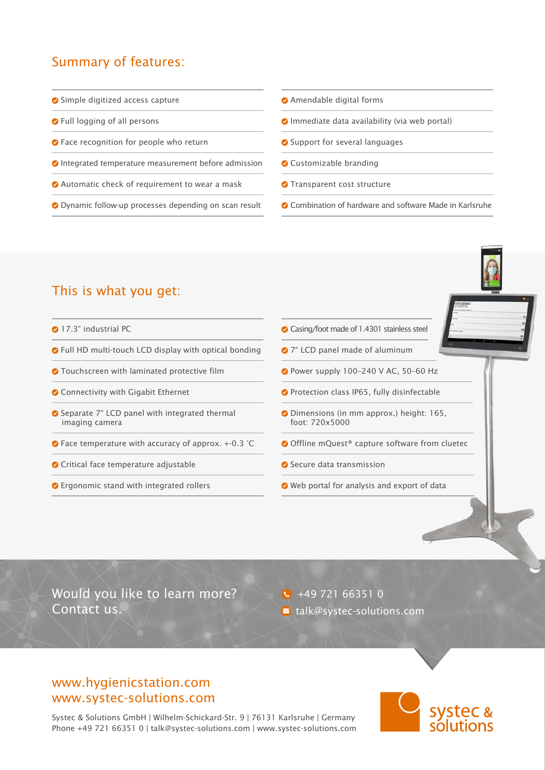## Summary of features:

- Simple digitized access capture
- Full logging of all persons
- Face recognition for people who return
- Integrated temperature measurement before admission
- Automatic check of requirement to wear a mask
- Dynamic follow-up processes depending on scan result
- Amendable digital forms
- Immediate data availability (via web portal)
- Support for several languages
- Customizable branding
- Transparent cost structure
- Combination of hardware and software Made in Karlsruhe

## This is what you get:

- 17.3“ industrial PC
- Full HD multi-touch LCD display with optical bonding
- Touchscreen with laminated protective film
- Connectivity with Gigabit Ethernet
- Separate 7“ LCD panel with integrated thermal imaging camera
- Face temperature with accuracy of approx. +-0.3 °C
- Critical face temperature adjustable
- Ergonomic stand with integrated rollers
- Casing/foot made of 1.4301 stainless steel
- 7“ LCD panel made of aluminum
- Power supply 100–240 V AC, 50–60 Hz
- Protection class IP65, fully disinfectable
- Dimensions (in mm approx.) height: 165, foot: 720x5000
- Offline mQuest® capture software from cluetec
- Secure data transmission
- Web portal for analysis and export of data

Would you like to learn more? Contact us.

+49 721 66351 0

talk@systec-solutions.com

www.hygienicstation.com
www.systec-solutions.com

Systec & Solutions GmbH | Wilhelm-Schickard-Str. 9 | 76131 Karlsruhe | Germany
Phone +49 721 66351 0 | talk@systec-solutions.com | www.systec-solutions.com

systec & solutions